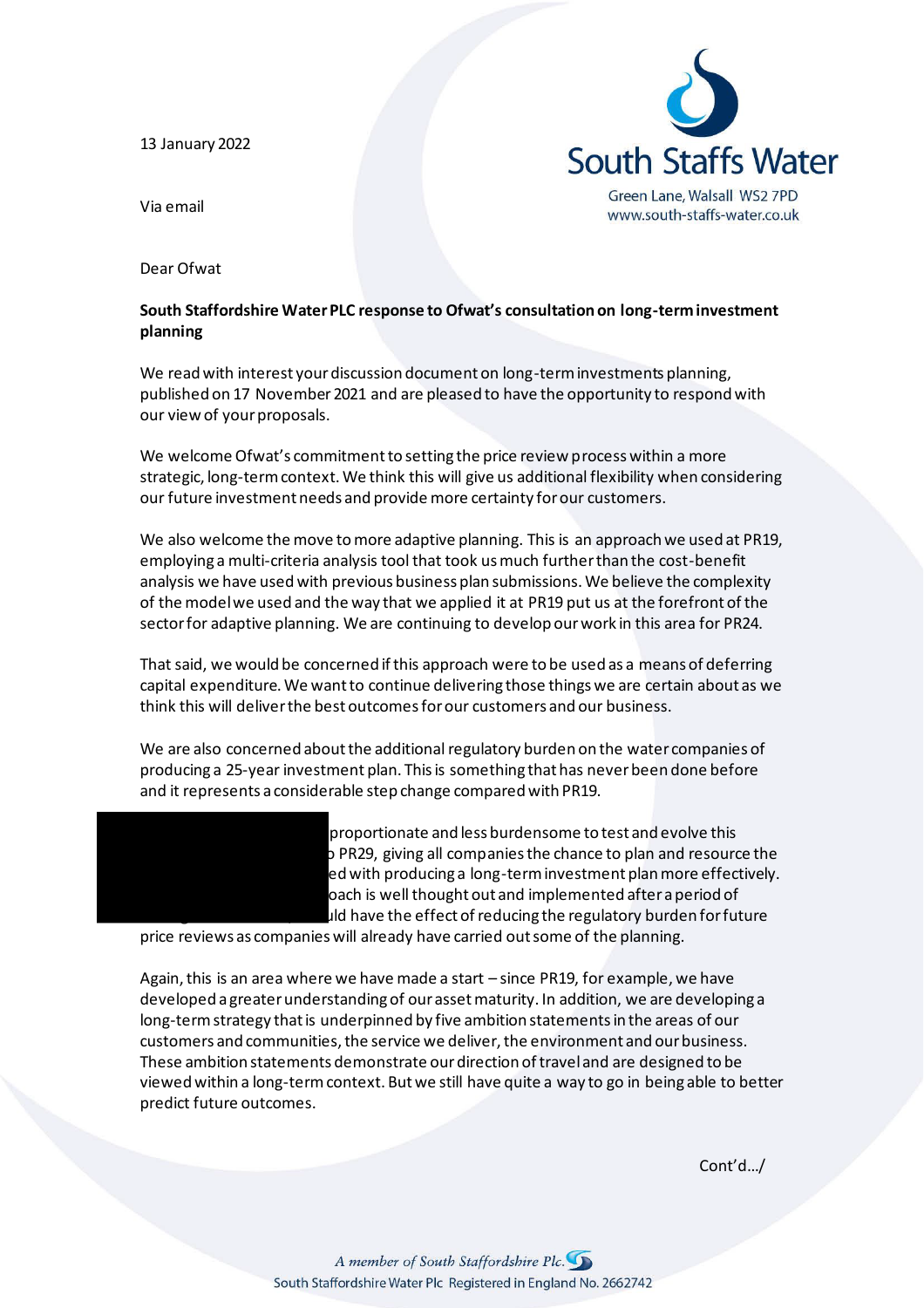13 January 2022

Via email

South Staffs Water
Green Lane, Walsall WS2 7PD
www.south-staffs-water.co.uk

Dear Ofwat

**South Staffordshire Water PLC response to Ofwat's consultation on long-term investment planning**

We read with interest your discussion document on long-term investments planning, published on 17 November 2021 and are pleased to have the opportunity to respond with our view of your proposals.

We welcome Ofwat's commitment to setting the price review process within a more strategic, long-term context. We think this will give us additional flexibility when considering our future investment needs and provide more certainty for our customers.

We also welcome the move to more adaptive planning. This is an approach we used at PR19, employing a multi-criteria analysis tool that took us much further than the cost-benefit analysis we have used with previous business plan submissions. We believe the complexity of the model we used and the way that we applied it at PR19 put us at the forefront of the sector for adaptive planning. We are continuing to develop our work in this area for PR24.

That said, we would be concerned if this approach were to be used as a means of deferring capital expenditure. We want to continue delivering those things we are certain about as we think this will deliver the best outcomes for our customers and our business.

We are also concerned about the additional regulatory burden on the water companies of producing a 25-year investment plan. This is something that has never been done before and it represents a considerable step change compared with PR19.

[REDACTED] proportionate and less burdensome to test and evolve this [REDACTED] PR29, giving all companies the chance to plan and resource the [REDACTED]ed with producing a long-term investment plan more effectively. [REDACTED]oach is well thought out and implemented after a period of [REDACTED]uld have the effect of reducing the regulatory burden for future price reviews as companies will already have carried out some of the planning.

Again, this is an area where we have made a start – since PR19, for example, we have developed a greater understanding of our asset maturity. In addition, we are developing a long-term strategy that is underpinned by five ambition statements in the areas of our customers and communities, the service we deliver, the environment and our business. These ambition statements demonstrate our direction of travel and are designed to be viewed within a long-term context. But we still have quite a way to go in being able to better predict future outcomes.

Cont'd…/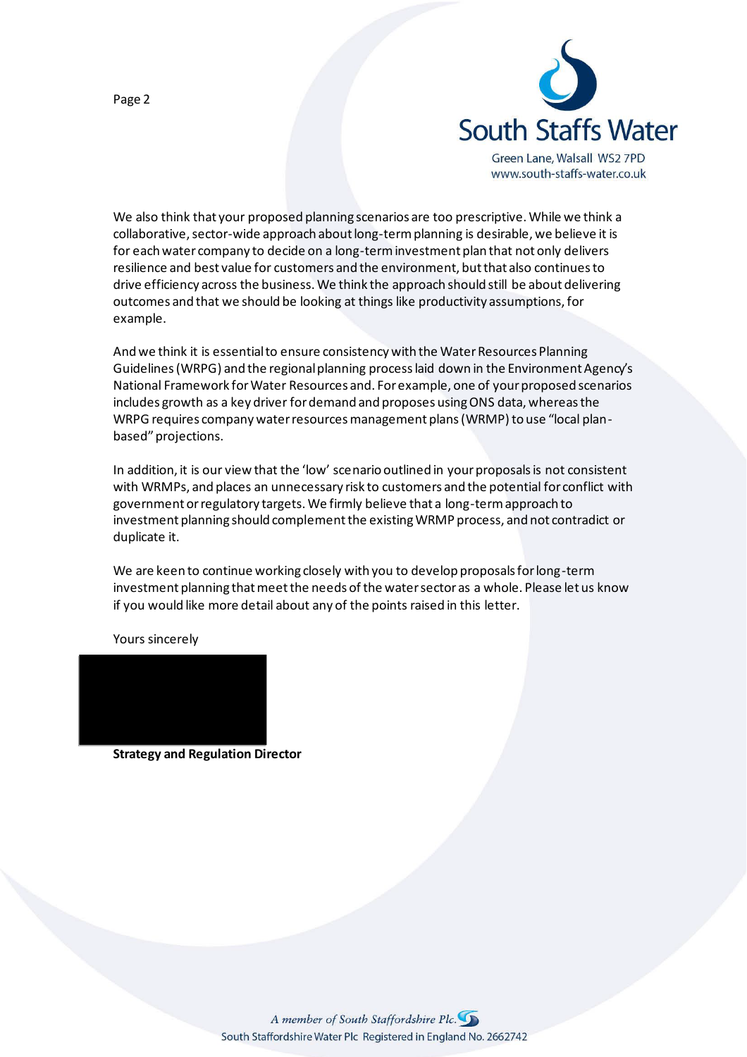South Staffs Water

Green Lane, Walsall WS2 7PD
www.south-staffs-water.co.uk

We also think that your proposed planning scenarios are too prescriptive. While we think a collaborative, sector-wide approach about long-term planning is desirable, we believe it is for each water company to decide on a long-term investment plan that not only delivers resilience and best value for customers and the environment, but that also continues to drive efficiency across the business. We think the approach should still be about delivering outcomes and that we should be looking at things like productivity assumptions, for example.

And we think it is essential to ensure consistency with the Water Resources Planning Guidelines (WRPG) and the regional planning process laid down in the Environment Agency's National Framework for Water Resources and. For example, one of your proposed scenarios includes growth as a key driver for demand and proposes using ONS data, whereas the WRPG requires company water resources management plans (WRMP) to use "local plan-based" projections.

In addition, it is our view that the 'low' scenario outlined in your proposals is not consistent with WRMPs, and places an unnecessary risk to customers and the potential for conflict with government or regulatory targets. We firmly believe that a long-term approach to investment planning should complement the existing WRMP process, and not contradict or duplicate it.

We are keen to continue working closely with you to develop proposals for long-term investment planning that meet the needs of the water sector as a whole. Please let us know if you would like more detail about any of the points raised in this letter.

Yours sincerely

**Strategy and Regulation Director**

*A member of South Staffordshire Plc.*
South Staffordshire Water Plc Registered in England No. 2662742